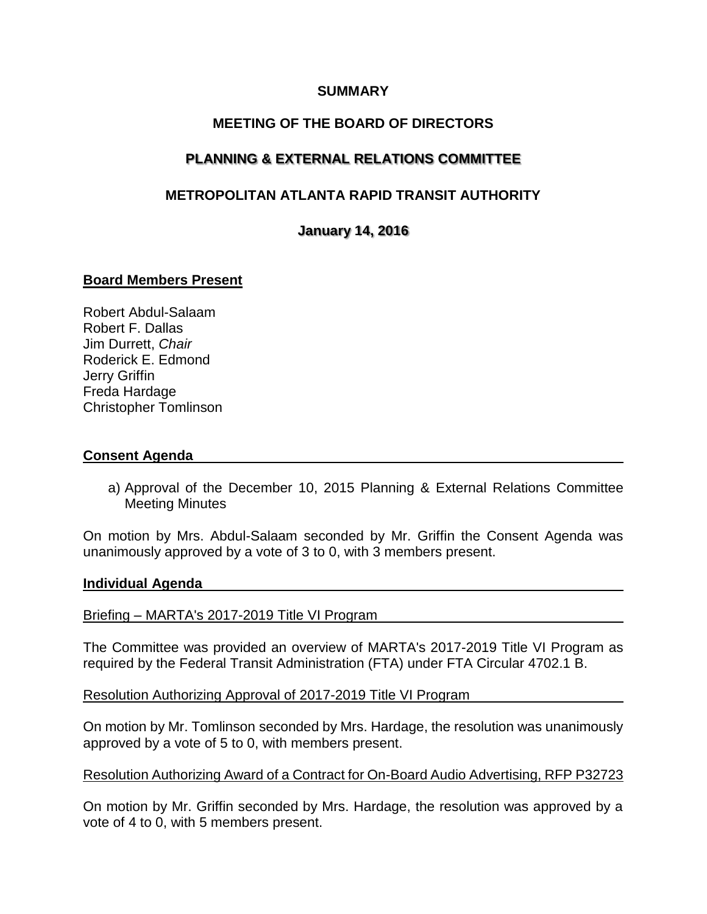**SUMMARY**

**MEETING OF THE BOARD OF DIRECTORS**

**PLANNING & EXTERNAL RELATIONS COMMITTEE**

**METROPOLITAN ATLANTA RAPID TRANSIT AUTHORITY**

**January 14, 2016**

## Board Members Present

Robert Abdul-Salaam
Robert F. Dallas
Jim Durrett, *Chair*
Roderick E. Edmond
Jerry Griffin
Freda Hardage
Christopher Tomlinson

## Consent Agenda

a) Approval of the December 10, 2015 Planning & External Relations Committee Meeting Minutes

On motion by Mrs. Abdul-Salaam seconded by Mr. Griffin the Consent Agenda was unanimously approved by a vote of 3 to 0, with 3 members present.

## Individual Agenda

Briefing – MARTA's 2017-2019 Title VI Program

The Committee was provided an overview of MARTA's 2017-2019 Title VI Program as required by the Federal Transit Administration (FTA) under FTA Circular 4702.1 B.

Resolution Authorizing Approval of 2017-2019 Title VI Program

On motion by Mr. Tomlinson seconded by Mrs. Hardage, the resolution was unanimously approved by a vote of 5 to 0, with members present.

Resolution Authorizing Award of a Contract for On-Board Audio Advertising, RFP P32723

On motion by Mr. Griffin seconded by Mrs. Hardage, the resolution was approved by a vote of 4 to 0, with 5 members present.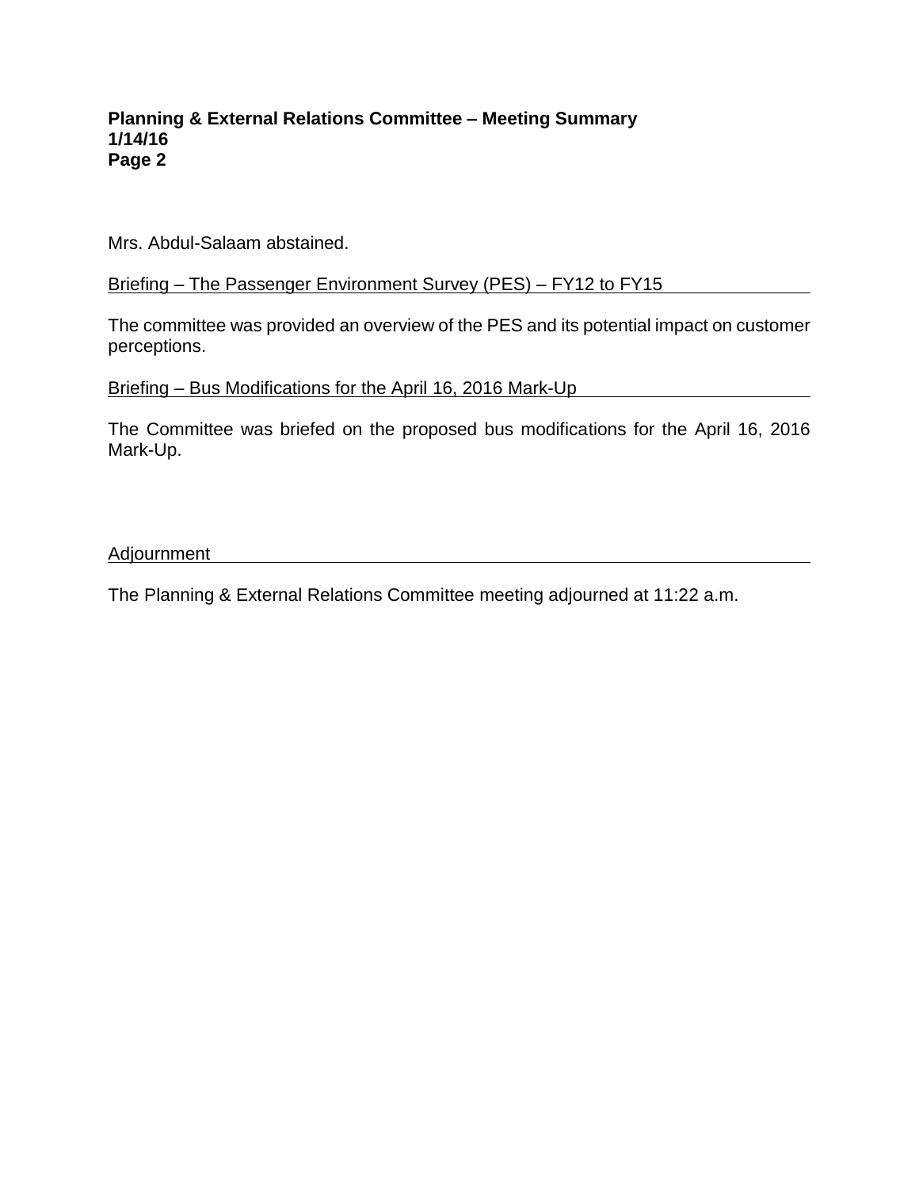Mrs. Abdul-Salaam abstained.

Briefing – The Passenger Environment Survey (PES) – FY12 to FY15

The committee was provided an overview of the PES and its potential impact on customer perceptions.

Briefing – Bus Modifications for the April 16, 2016 Mark-Up

The Committee was briefed on the proposed bus modifications for the April 16, 2016 Mark-Up.

Adjournment

The Planning & External Relations Committee meeting adjourned at 11:22 a.m.